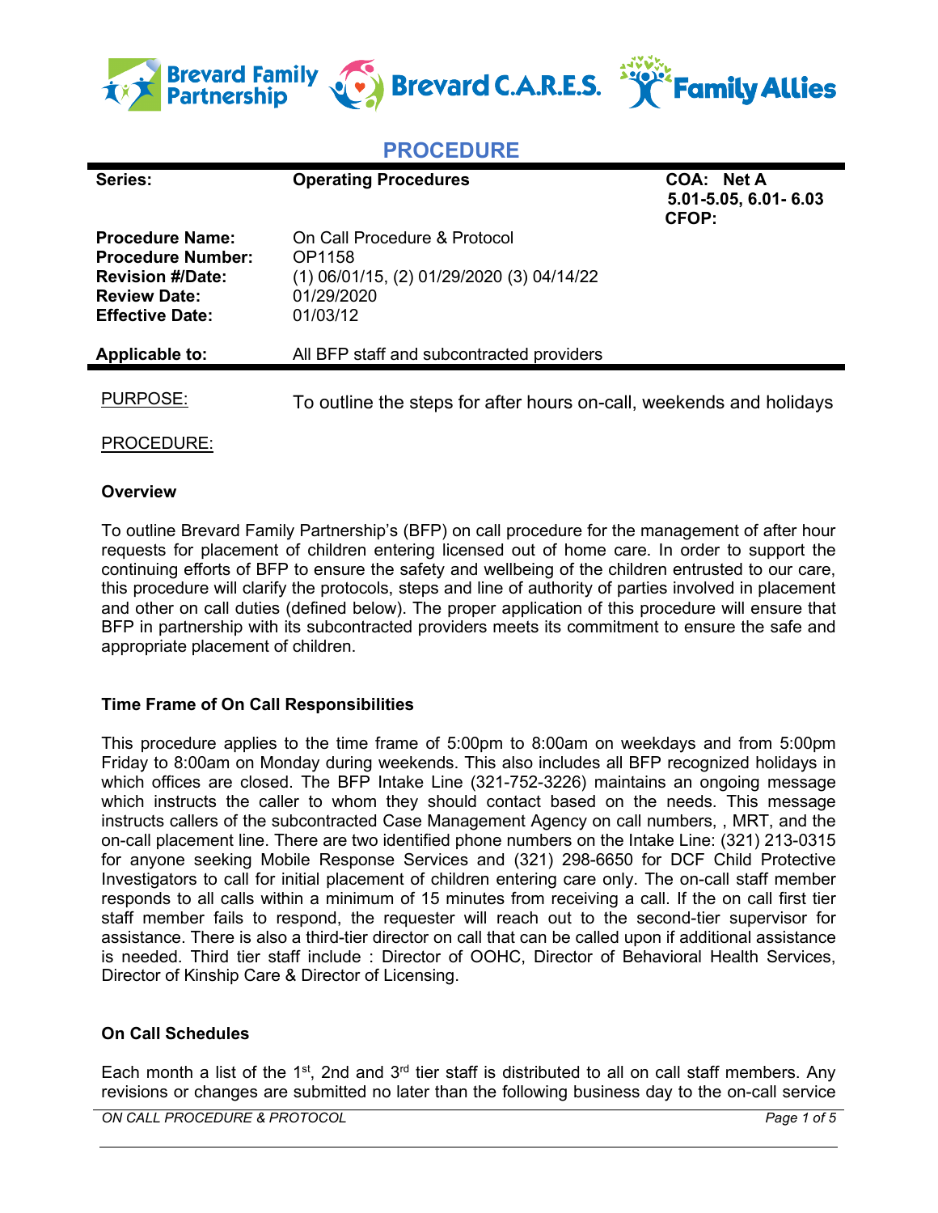Brevard Family Partnership | Brevard C.A.R.E.S. | Family Allies

# PROCEDURE

| | | |
|---|---|---|
| **Series:** | **Operating Procedures** | **COA: Net A 5.01-5.05, 6.01- 6.03 CFOP:** |
| **Procedure Name:** | On Call Procedure & Protocol | |
| **Procedure Number:** | OP1158 | |
| **Revision #/Date:** | (1) 06/01/15, (2) 01/29/2020 (3) 04/14/22 | |
| **Review Date:** | 01/29/2020 | |
| **Effective Date:** | 01/03/12 | |
| **Applicable to:** | All BFP staff and subcontracted providers | |

PURPOSE: To outline the steps for after hours on-call, weekends and holidays

PROCEDURE:

### Overview

To outline Brevard Family Partnership's (BFP) on call procedure for the management of after hour requests for placement of children entering licensed out of home care. In order to support the continuing efforts of BFP to ensure the safety and wellbeing of the children entrusted to our care, this procedure will clarify the protocols, steps and line of authority of parties involved in placement and other on call duties (defined below). The proper application of this procedure will ensure that BFP in partnership with its subcontracted providers meets its commitment to ensure the safe and appropriate placement of children.

### Time Frame of On Call Responsibilities

This procedure applies to the time frame of 5:00pm to 8:00am on weekdays and from 5:00pm Friday to 8:00am on Monday during weekends. This also includes all BFP recognized holidays in which offices are closed. The BFP Intake Line (321-752-3226) maintains an ongoing message which instructs the caller to whom they should contact based on the needs. This message instructs callers of the subcontracted Case Management Agency on call numbers, , MRT, and the on-call placement line. There are two identified phone numbers on the Intake Line: (321) 213-0315 for anyone seeking Mobile Response Services and (321) 298-6650 for DCF Child Protective Investigators to call for initial placement of children entering care only. The on-call staff member responds to all calls within a minimum of 15 minutes from receiving a call. If the on call first tier staff member fails to respond, the requester will reach out to the second-tier supervisor for assistance. There is also a third-tier director on call that can be called upon if additional assistance is needed. Third tier staff include : Director of OOHC, Director of Behavioral Health Services, Director of Kinship Care & Director of Licensing.

### On Call Schedules

Each month a list of the 1st, 2nd and 3rd tier staff is distributed to all on call staff members. Any revisions or changes are submitted no later than the following business day to the on-call service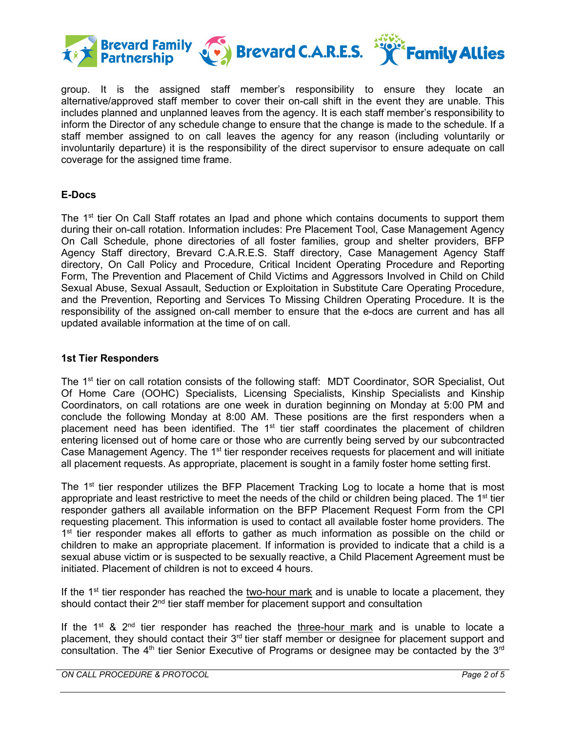group. It is the assigned staff member's responsibility to ensure they locate an alternative/approved staff member to cover their on-call shift in the event they are unable. This includes planned and unplanned leaves from the agency. It is each staff member's responsibility to inform the Director of any schedule change to ensure that the change is made to the schedule. If a staff member assigned to on call leaves the agency for any reason (including voluntarily or involuntarily departure) it is the responsibility of the direct supervisor to ensure adequate on call coverage for the assigned time frame.

## E-Docs

The 1st tier On Call Staff rotates an Ipad and phone which contains documents to support them during their on-call rotation. Information includes: Pre Placement Tool, Case Management Agency On Call Schedule, phone directories of all foster families, group and shelter providers, BFP Agency Staff directory, Brevard C.A.R.E.S. Staff directory, Case Management Agency Staff directory, On Call Policy and Procedure, Critical Incident Operating Procedure and Reporting Form, The Prevention and Placement of Child Victims and Aggressors Involved in Child on Child Sexual Abuse, Sexual Assault, Seduction or Exploitation in Substitute Care Operating Procedure, and the Prevention, Reporting and Services To Missing Children Operating Procedure. It is the responsibility of the assigned on-call member to ensure that the e-docs are current and has all updated available information at the time of on call.

## 1st Tier Responders

The 1st tier on call rotation consists of the following staff: MDT Coordinator, SOR Specialist, Out Of Home Care (OOHC) Specialists, Licensing Specialists, Kinship Specialists and Kinship Coordinators, on call rotations are one week in duration beginning on Monday at 5:00 PM and conclude the following Monday at 8:00 AM. These positions are the first responders when a placement need has been identified. The 1st tier staff coordinates the placement of children entering licensed out of home care or those who are currently being served by our subcontracted Case Management Agency. The 1st tier responder receives requests for placement and will initiate all placement requests. As appropriate, placement is sought in a family foster home setting first.

The 1st tier responder utilizes the BFP Placement Tracking Log to locate a home that is most appropriate and least restrictive to meet the needs of the child or children being placed. The 1st tier responder gathers all available information on the BFP Placement Request Form from the CPI requesting placement. This information is used to contact all available foster home providers. The 1st tier responder makes all efforts to gather as much information as possible on the child or children to make an appropriate placement. If information is provided to indicate that a child is a sexual abuse victim or is suspected to be sexually reactive, a Child Placement Agreement must be initiated. Placement of children is not to exceed 4 hours.

If the 1st tier responder has reached the <u>two-hour mark</u> and is unable to locate a placement, they should contact their 2nd tier staff member for placement support and consultation

If the 1st & 2nd tier responder has reached the <u>three-hour mark</u> and is unable to locate a placement, they should contact their 3rd tier staff member or designee for placement support and consultation. The 4th tier Senior Executive of Programs or designee may be contacted by the 3rd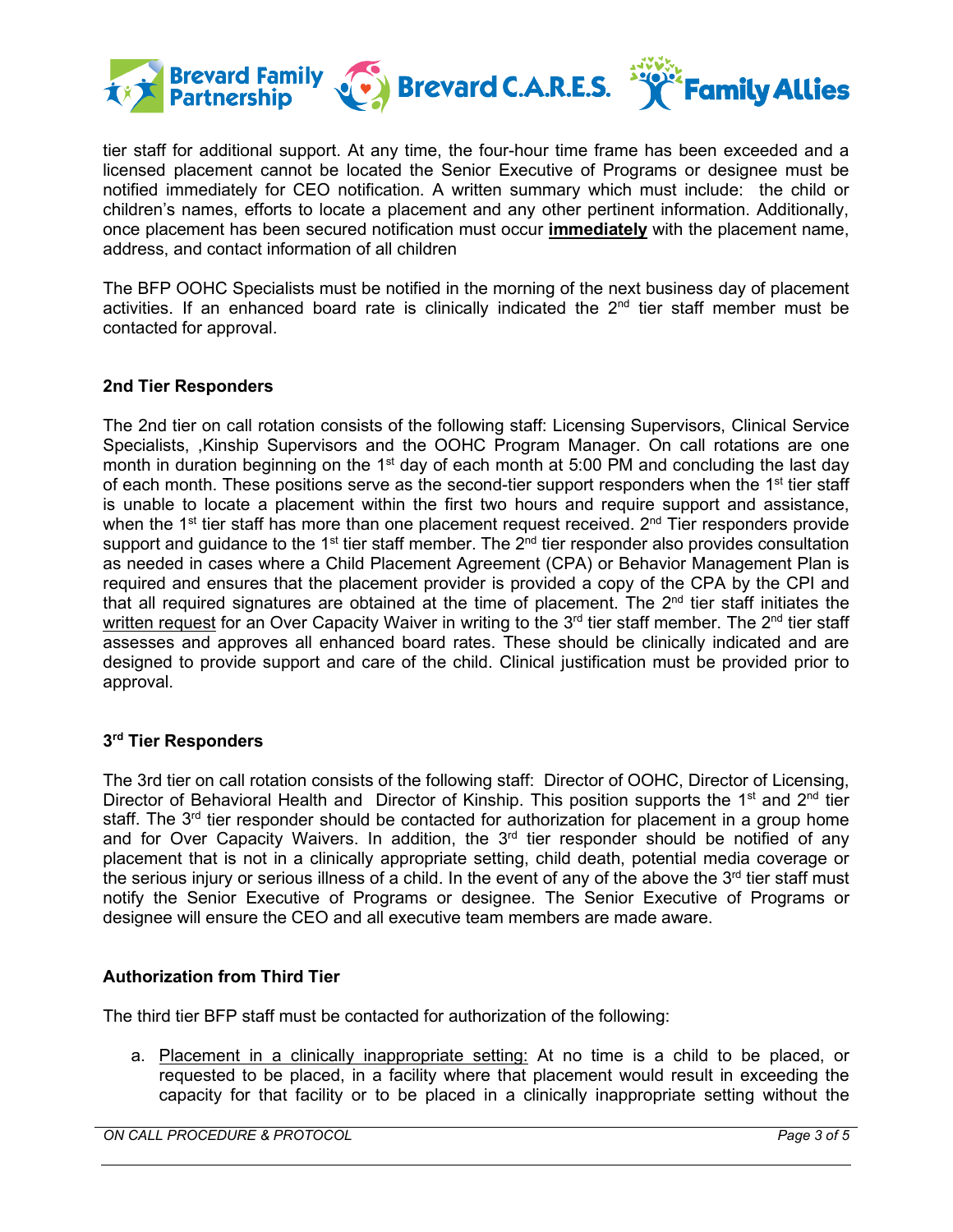tier staff for additional support. At any time, the four-hour time frame has been exceeded and a licensed placement cannot be located the Senior Executive of Programs or designee must be notified immediately for CEO notification. A written summary which must include: the child or children's names, efforts to locate a placement and any other pertinent information. Additionally, once placement has been secured notification must occur **immediately** with the placement name, address, and contact information of all children

The BFP OOHC Specialists must be notified in the morning of the next business day of placement activities. If an enhanced board rate is clinically indicated the 2nd tier staff member must be contacted for approval.

### 2nd Tier Responders

The 2nd tier on call rotation consists of the following staff: Licensing Supervisors, Clinical Service Specialists, ,Kinship Supervisors and the OOHC Program Manager. On call rotations are one month in duration beginning on the 1st day of each month at 5:00 PM and concluding the last day of each month. These positions serve as the second-tier support responders when the 1st tier staff is unable to locate a placement within the first two hours and require support and assistance, when the 1st tier staff has more than one placement request received. 2nd Tier responders provide support and guidance to the 1st tier staff member. The 2nd tier responder also provides consultation as needed in cases where a Child Placement Agreement (CPA) or Behavior Management Plan is required and ensures that the placement provider is provided a copy of the CPA by the CPI and that all required signatures are obtained at the time of placement. The 2nd tier staff initiates the written request for an Over Capacity Waiver in writing to the 3rd tier staff member. The 2nd tier staff assesses and approves all enhanced board rates. These should be clinically indicated and are designed to provide support and care of the child. Clinical justification must be provided prior to approval.

### 3rd Tier Responders

The 3rd tier on call rotation consists of the following staff: Director of OOHC, Director of Licensing, Director of Behavioral Health and Director of Kinship. This position supports the 1st and 2nd tier staff. The 3rd tier responder should be contacted for authorization for placement in a group home and for Over Capacity Waivers. In addition, the 3rd tier responder should be notified of any placement that is not in a clinically appropriate setting, child death, potential media coverage or the serious injury or serious illness of a child. In the event of any of the above the 3rd tier staff must notify the Senior Executive of Programs or designee. The Senior Executive of Programs or designee will ensure the CEO and all executive team members are made aware.

### Authorization from Third Tier

The third tier BFP staff must be contacted for authorization of the following:

a. Placement in a clinically inappropriate setting: At no time is a child to be placed, or requested to be placed, in a facility where that placement would result in exceeding the capacity for that facility or to be placed in a clinically inappropriate setting without the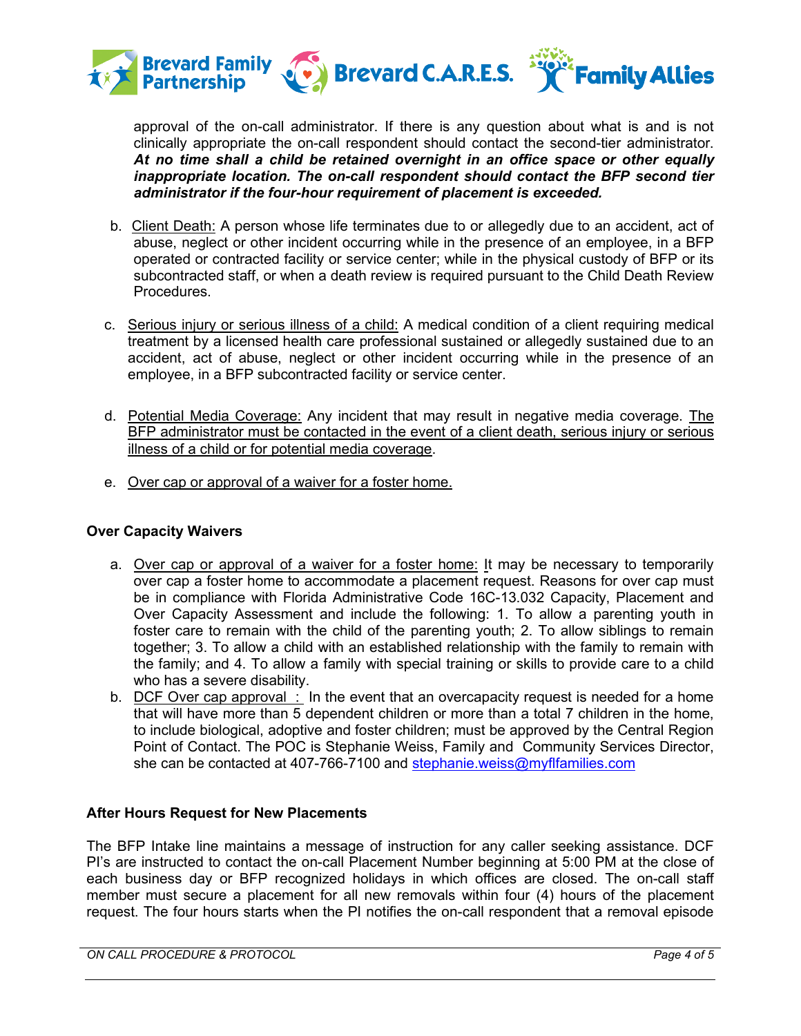approval of the on-call administrator. If there is any question about what is and is not clinically appropriate the on-call respondent should contact the second-tier administrator. ***At no time shall a child be retained overnight in an office space or other equally inappropriate location. The on-call respondent should contact the BFP second tier administrator if the four-hour requirement of placement is exceeded.***

b. <u>Client Death:</u> A person whose life terminates due to or allegedly due to an accident, act of abuse, neglect or other incident occurring while in the presence of an employee, in a BFP operated or contracted facility or service center; while in the physical custody of BFP or its subcontracted staff, or when a death review is required pursuant to the Child Death Review Procedures.

c. <u>Serious injury or serious illness of a child:</u> A medical condition of a client requiring medical treatment by a licensed health care professional sustained or allegedly sustained due to an accident, act of abuse, neglect or other incident occurring while in the presence of an employee, in a BFP subcontracted facility or service center.

d. <u>Potential Media Coverage:</u> Any incident that may result in negative media coverage. <u>The BFP administrator must be contacted in the event of a client death, serious injury or serious illness of a child or for potential media coverage</u>.

e. <u>Over cap or approval of a waiver for a foster home.</u>

**Over Capacity Waivers**

a. <u>Over cap or approval of a waiver for a foster home:</u> It may be necessary to temporarily over cap a foster home to accommodate a placement request. Reasons for over cap must be in compliance with Florida Administrative Code 16C-13.032 Capacity, Placement and Over Capacity Assessment and include the following: 1. To allow a parenting youth in foster care to remain with the child of the parenting youth; 2. To allow siblings to remain together; 3. To allow a child with an established relationship with the family to remain with the family; and 4. To allow a family with special training or skills to provide care to a child who has a severe disability.

b. <u>DCF Over cap approval :</u> In the event that an overcapacity request is needed for a home that will have more than 5 dependent children or more than a total 7 children in the home, to include biological, adoptive and foster children; must be approved by the Central Region Point of Contact. The POC is Stephanie Weiss, Family and Community Services Director, she can be contacted at 407-766-7100 and stephanie.weiss@myflfamilies.com

**After Hours Request for New Placements**

The BFP Intake line maintains a message of instruction for any caller seeking assistance. DCF PI's are instructed to contact the on-call Placement Number beginning at 5:00 PM at the close of each business day or BFP recognized holidays in which offices are closed. The on-call staff member must secure a placement for all new removals within four (4) hours of the placement request. The four hours starts when the PI notifies the on-call respondent that a removal episode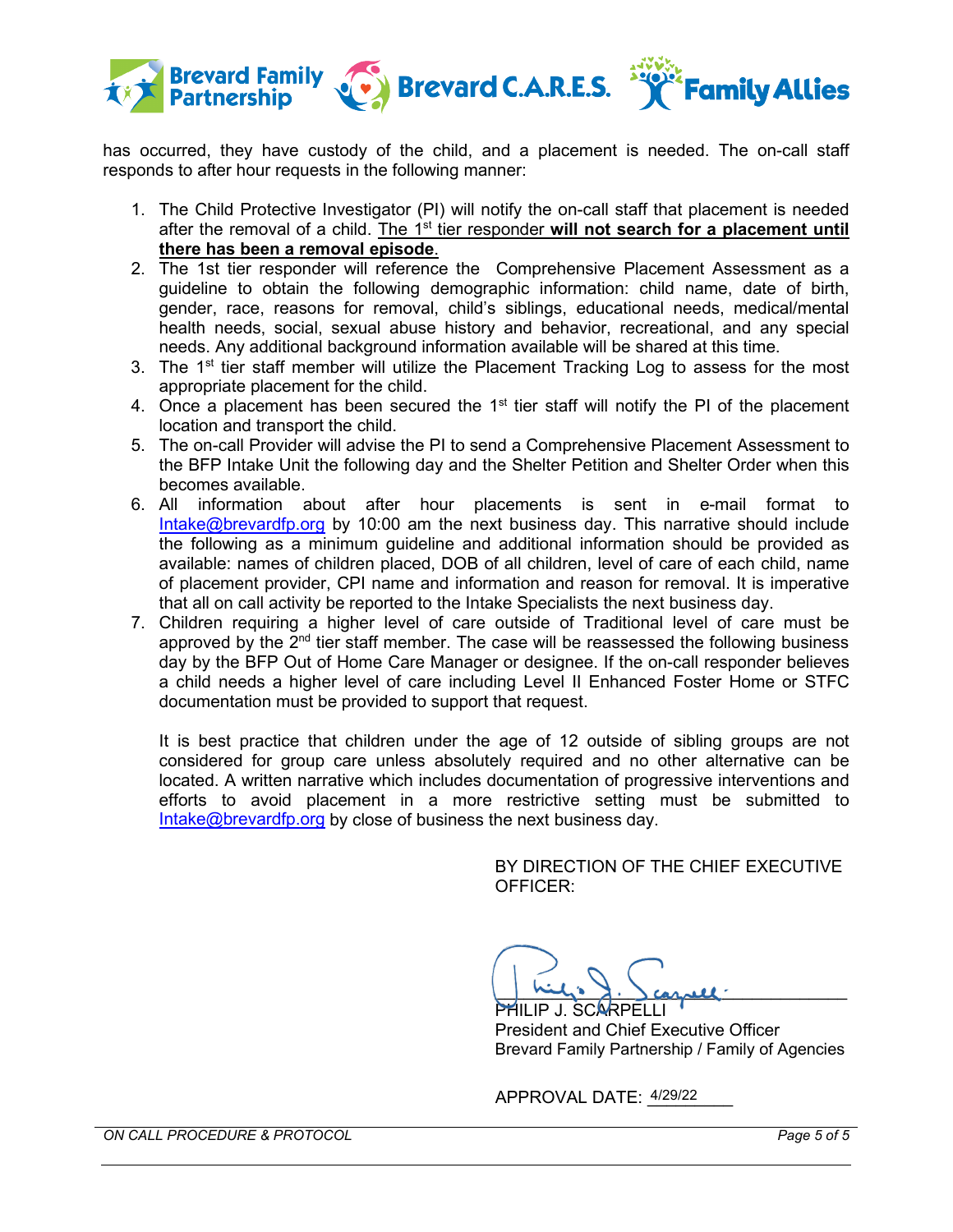has occurred, they have custody of the child, and a placement is needed. The on-call staff responds to after hour requests in the following manner:

1. The Child Protective Investigator (PI) will notify the on-call staff that placement is needed after the removal of a child. The 1st tier responder **will not search for a placement until there has been a removal episode**.
2. The 1st tier responder will reference the Comprehensive Placement Assessment as a guideline to obtain the following demographic information: child name, date of birth, gender, race, reasons for removal, child's siblings, educational needs, medical/mental health needs, social, sexual abuse history and behavior, recreational, and any special needs. Any additional background information available will be shared at this time.
3. The 1st tier staff member will utilize the Placement Tracking Log to assess for the most appropriate placement for the child.
4. Once a placement has been secured the 1st tier staff will notify the PI of the placement location and transport the child.
5. The on-call Provider will advise the PI to send a Comprehensive Placement Assessment to the BFP Intake Unit the following day and the Shelter Petition and Shelter Order when this becomes available.
6. All information about after hour placements is sent in e-mail format to Intake@brevardfp.org by 10:00 am the next business day. This narrative should include the following as a minimum guideline and additional information should be provided as available: names of children placed, DOB of all children, level of care of each child, name of placement provider, CPI name and information and reason for removal. It is imperative that all on call activity be reported to the Intake Specialists the next business day.
7. Children requiring a higher level of care outside of Traditional level of care must be approved by the 2nd tier staff member. The case will be reassessed the following business day by the BFP Out of Home Care Manager or designee. If the on-call responder believes a child needs a higher level of care including Level II Enhanced Foster Home or STFC documentation must be provided to support that request.

   It is best practice that children under the age of 12 outside of sibling groups are not considered for group care unless absolutely required and no other alternative can be located. A written narrative which includes documentation of progressive interventions and efforts to avoid placement in a more restrictive setting must be submitted to Intake@brevardfp.org by close of business the next business day.

BY DIRECTION OF THE CHIEF EXECUTIVE OFFICER:

PHILIP J. SCARPELLI
President and Chief Executive Officer
Brevard Family Partnership / Family of Agencies

APPROVAL DATE: 4/29/22